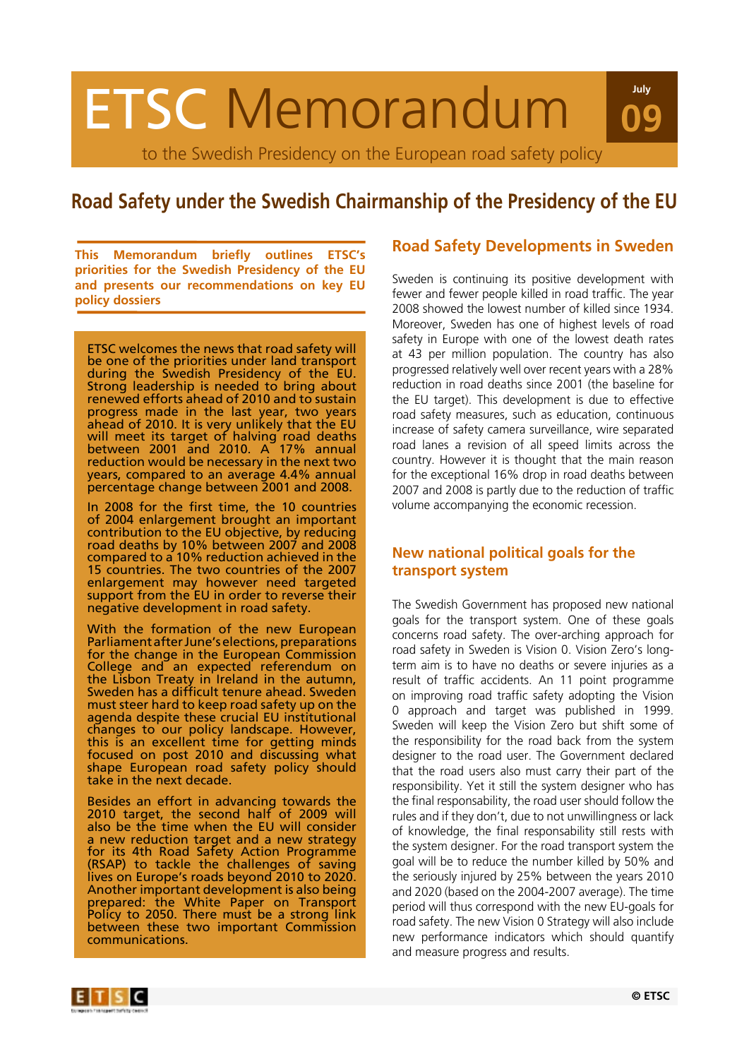# ETSC Memorandum

July 09

to the Swedish Presidency on the European road safety policy

## Road Safety under the Swedish Chairmanship of the Presidency of the EU

**This Memorandum briefly outlines ETSC's priorities for the Swedish Presidency of the EU and presents our recommendations on key EU policy dossiers**

ETSC welcomes the news that road safety will be one of the priorities under land transport during the Swedish Presidency of the EU. Strong leadership is needed to bring about renewed efforts ahead of 2010 and to sustain progress made in the last year, two years ahead of 2010. It is very unlikely that the EU will meet its target of halving road deaths between 2001 and 2010. A 17% annual reduction would be necessary in the next two years, compared to an average 4.4% annual percentage change between 2001 and 2008.

In 2008 for the first time, the 10 countries of 2004 enlargement brought an important contribution to the EU objective, by reducing road deaths by 10% between 2007 and 2008 compared to a 10% reduction achieved in the 15 countries. The two countries of the 2007 enlargement may however need targeted support from the EU in order to reverse their negative development in road safety.

With the formation of the new European Parliament after June's elections, preparations for the change in the European Commission College and an expected referendum on the Lisbon Treaty in Ireland in the autumn, Sweden has a difficult tenure ahead. Sweden must steer hard to keep road safety up on the agenda despite these crucial EU institutional changes to our policy landscape. However, this is an excellent time for getting minds focused on post 2010 and discussing what shape European road safety policy should take in the next decade.

Besides an effort in advancing towards the 2010 target, the second half of 2009 will also be the time when the EU will consider a new reduction target and a new strategy for its 4th Road Safety Action Programme (RSAP) to tackle the challenges of saving lives on Europe's roads beyond 2010 to 2020. Another important development is also being prepared: the White Paper on Transport Policy to 2050. There must be a strong link between these two important Commission communications.

### Road Safety Developments in Sweden

Sweden is continuing its positive development with fewer and fewer people killed in road traffic. The year 2008 showed the lowest number of killed since 1934. Moreover, Sweden has one of highest levels of road safety in Europe with one of the lowest death rates at 43 per million population. The country has also progressed relatively well over recent years with a 28% reduction in road deaths since 2001 (the baseline for the EU target). This development is due to effective road safety measures, such as education, continuous increase of safety camera surveillance, wire separated road lanes a revision of all speed limits across the country. However it is thought that the main reason for the exceptional 16% drop in road deaths between 2007 and 2008 is partly due to the reduction of traffic volume accompanying the economic recession.

### New national political goals for the transport system

The Swedish Government has proposed new national goals for the transport system. One of these goals concerns road safety. The over-arching approach for road safety in Sweden is Vision 0. Vision Zero's long-term aim is to have no deaths or severe injuries as a result of traffic accidents. An 11 point programme on improving road traffic safety adopting the Vision 0 approach and target was published in 1999. Sweden will keep the Vision Zero but shift some of the responsibility for the road back from the system designer to the road user. The Government declared that the road users also must carry their part of the responsibility. Yet it still the system designer who has the final responsability, the road user should follow the rules and if they don't, due to not unwillingness or lack of knowledge, the final responsibility still rests with the system designer. For the road transport system the goal will be to reduce the number killed by 50% and the seriously injured by 25% between the years 2010 and 2020 (based on the 2004-2007 average). The time period will thus correspond with the new EU-goals for road safety. The new Vision 0 Strategy will also include new performance indicators which should quantify and measure progress and results.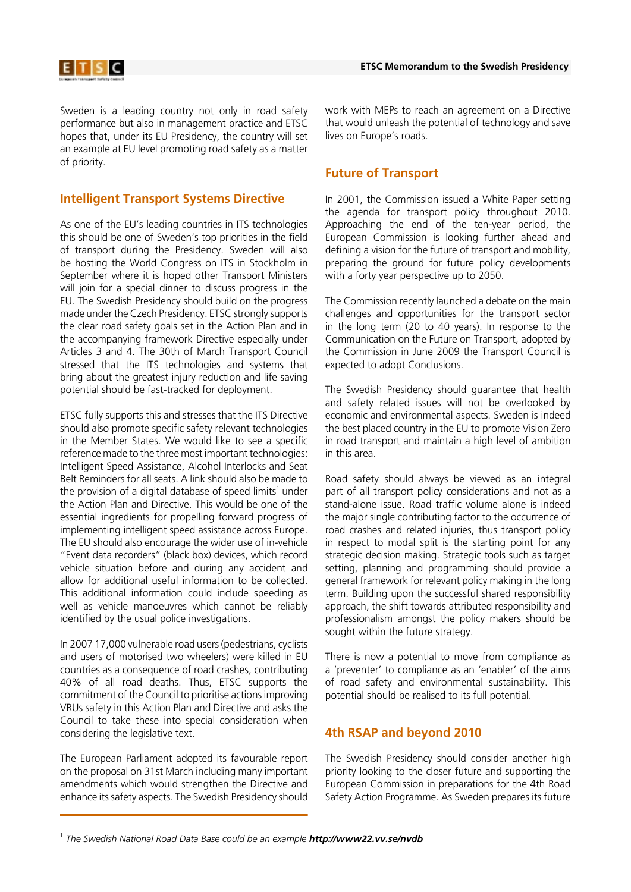Sweden is a leading country not only in road safety performance but also in management practice and ETSC hopes that, under its EU Presidency, the country will set an example at EU level promoting road safety as a matter of priority.

## Intelligent Transport Systems Directive

As one of the EU's leading countries in ITS technologies this should be one of Sweden's top priorities in the field of transport during the Presidency. Sweden will also be hosting the World Congress on ITS in Stockholm in September where it is hoped other Transport Ministers will join for a special dinner to discuss progress in the EU. The Swedish Presidency should build on the progress made under the Czech Presidency. ETSC strongly supports the clear road safety goals set in the Action Plan and in the accompanying framework Directive especially under Articles 3 and 4. The 30th of March Transport Council stressed that the ITS technologies and systems that bring about the greatest injury reduction and life saving potential should be fast-tracked for deployment.

ETSC fully supports this and stresses that the ITS Directive should also promote specific safety relevant technologies in the Member States. We would like to see a specific reference made to the three most important technologies: Intelligent Speed Assistance, Alcohol Interlocks and Seat Belt Reminders for all seats. A link should also be made to the provision of a digital database of speed limits[1] under the Action Plan and Directive. This would be one of the essential ingredients for propelling forward progress of implementing intelligent speed assistance across Europe. The EU should also encourage the wider use of in-vehicle "Event data recorders" (black box) devices, which record vehicle situation before and during any accident and allow for additional useful information to be collected. This additional information could include speeding as well as vehicle manoeuvres which cannot be reliably identified by the usual police investigations.

In 2007 17,000 vulnerable road users (pedestrians, cyclists and users of motorised two wheelers) were killed in EU countries as a consequence of road crashes, contributing 40% of all road deaths. Thus, ETSC supports the commitment of the Council to prioritise actions improving VRUs safety in this Action Plan and Directive and asks the Council to take these into special consideration when considering the legislative text.

The European Parliament adopted its favourable report on the proposal on 31st March including many important amendments which would strengthen the Directive and enhance its safety aspects. The Swedish Presidency should work with MEPs to reach an agreement on a Directive that would unleash the potential of technology and save lives on Europe's roads.

## Future of Transport

In 2001, the Commission issued a White Paper setting the agenda for transport policy throughout 2010. Approaching the end of the ten-year period, the European Commission is looking further ahead and defining a vision for the future of transport and mobility, preparing the ground for future policy developments with a forty year perspective up to 2050.

The Commission recently launched a debate on the main challenges and opportunities for the transport sector in the long term (20 to 40 years). In response to the Communication on the Future on Transport, adopted by the Commission in June 2009 the Transport Council is expected to adopt Conclusions.

The Swedish Presidency should guarantee that health and safety related issues will not be overlooked by economic and environmental aspects. Sweden is indeed the best placed country in the EU to promote Vision Zero in road transport and maintain a high level of ambition in this area.

Road safety should always be viewed as an integral part of all transport policy considerations and not as a stand-alone issue. Road traffic volume alone is indeed the major single contributing factor to the occurrence of road crashes and related injuries, thus transport policy in respect to modal split is the starting point for any strategic decision making. Strategic tools such as target setting, planning and programming should provide a general framework for relevant policy making in the long term. Building upon the successful shared responsibility approach, the shift towards attributed responsibility and professionalism amongst the policy makers should be sought within the future strategy.

There is now a potential to move from compliance as a 'preventer' to compliance as an 'enabler' of the aims of road safety and environmental sustainability. This potential should be realised to its full potential.

## 4th RSAP and beyond 2010

The Swedish Presidency should consider another high priority looking to the closer future and supporting the European Commission in preparations for the 4th Road Safety Action Programme. As Sweden prepares its future

[1] *The Swedish National Road Data Base could be an example* ***http://www22.vv.se/nvdb***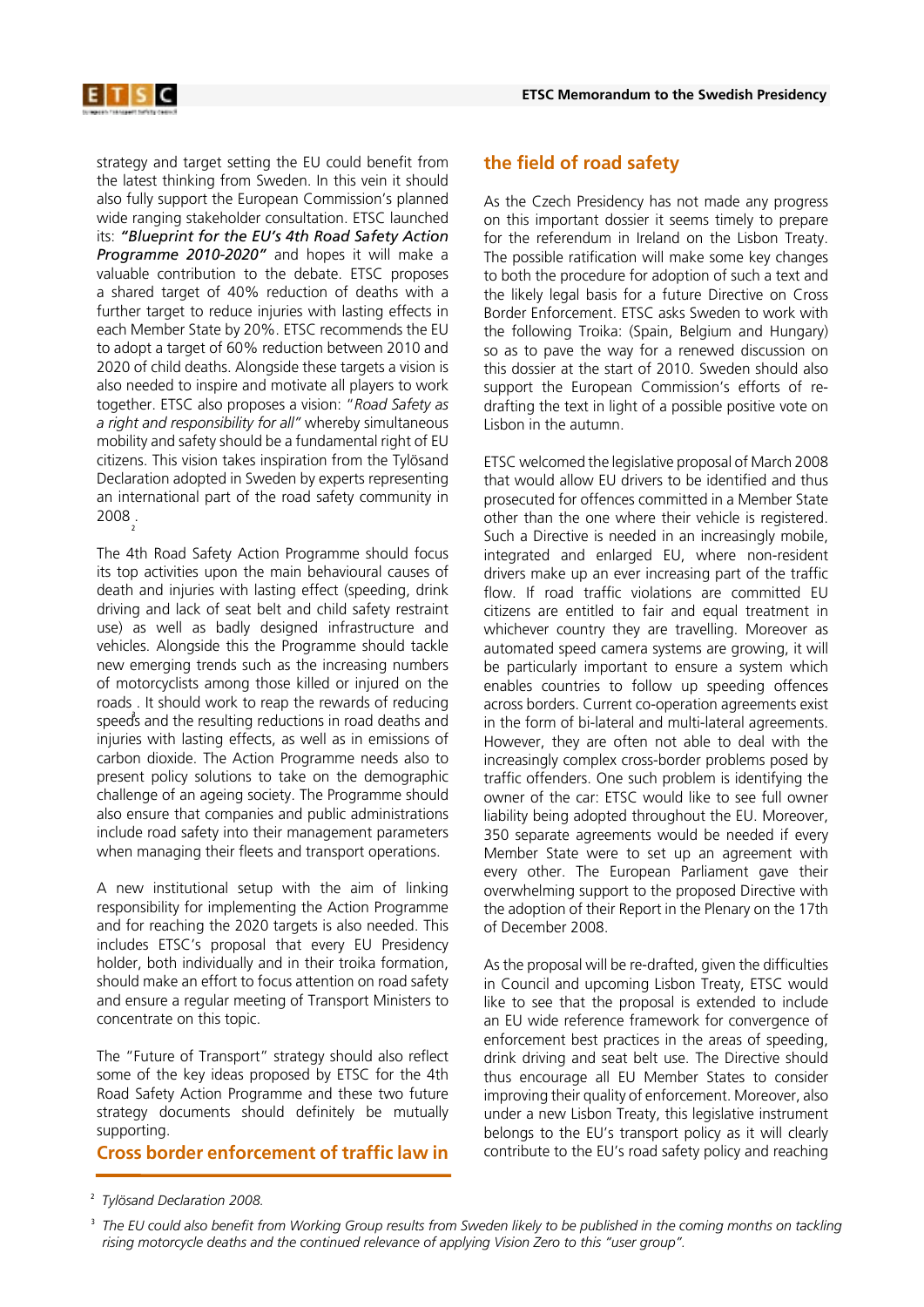strategy and target setting the EU could benefit from the latest thinking from Sweden. In this vein it should also fully support the European Commission's planned wide ranging stakeholder consultation. ETSC launched its: ***"Blueprint for the EU's 4th Road Safety Action Programme 2010-2020"*** and hopes it will make a valuable contribution to the debate. ETSC proposes a shared target of 40% reduction of deaths with a further target to reduce injuries with lasting effects in each Member State by 20%. ETSC recommends the EU to adopt a target of 60% reduction between 2010 and 2020 of child deaths. Alongside these targets a vision is also needed to inspire and motivate all players to work together. ETSC also proposes a vision: "*Road Safety as a right and responsibility for all*" whereby simultaneous mobility and safety should be a fundamental right of EU citizens. This vision takes inspiration from the Tylösand Declaration adopted in Sweden by experts representing an international part of the road safety community in 2008[2].

The 4th Road Safety Action Programme should focus its top activities upon the main behavioural causes of death and injuries with lasting effect (speeding, drink driving and lack of seat belt and child safety restraint use) as well as badly designed infrastructure and vehicles. Alongside this the Programme should tackle new emerging trends such as the increasing numbers of motorcyclists among those killed or injured on the roads[3]. It should work to reap the rewards of reducing speeds and the resulting reductions in road deaths and injuries with lasting effects, as well as in emissions of carbon dioxide. The Action Programme needs also to present policy solutions to take on the demographic challenge of an ageing society. The Programme should also ensure that companies and public administrations include road safety into their management parameters when managing their fleets and transport operations.

A new institutional setup with the aim of linking responsibility for implementing the Action Programme and for reaching the 2020 targets is also needed. This includes ETSC's proposal that every EU Presidency holder, both individually and in their troika formation, should make an effort to focus attention on road safety and ensure a regular meeting of Transport Ministers to concentrate on this topic.

The "Future of Transport" strategy should also reflect some of the key ideas proposed by ETSC for the 4th Road Safety Action Programme and these two future strategy documents should definitely be mutually supporting.

## Cross border enforcement of traffic law in the field of road safety

As the Czech Presidency has not made any progress on this important dossier it seems timely to prepare for the referendum in Ireland on the Lisbon Treaty. The possible ratification will make some key changes to both the procedure for adoption of such a text and the likely legal basis for a future Directive on Cross Border Enforcement. ETSC asks Sweden to work with the following Troika: (Spain, Belgium and Hungary) so as to pave the way for a renewed discussion on this dossier at the start of 2010. Sweden should also support the European Commission's efforts of re-drafting the text in light of a possible positive vote on Lisbon in the autumn.

ETSC welcomed the legislative proposal of March 2008 that would allow EU drivers to be identified and thus prosecuted for offences committed in a Member State other than the one where their vehicle is registered. Such a Directive is needed in an increasingly mobile, integrated and enlarged EU, where non-resident drivers make up an ever increasing part of the traffic flow. If road traffic violations are committed EU citizens are entitled to fair and equal treatment in whichever country they are travelling. Moreover as automated speed camera systems are growing, it will be particularly important to ensure a system which enables countries to follow up speeding offences across borders. Current co-operation agreements exist in the form of bi-lateral and multi-lateral agreements. However, they are often not able to deal with the increasingly complex cross-border problems posed by traffic offenders. One such problem is identifying the owner of the car: ETSC would like to see full owner liability being adopted throughout the EU. Moreover, 350 separate agreements would be needed if every Member State were to set up an agreement with every other. The European Parliament gave their overwhelming support to the proposed Directive with the adoption of their Report in the Plenary on the 17th of December 2008.

As the proposal will be re-drafted, given the difficulties in Council and upcoming Lisbon Treaty, ETSC would like to see that the proposal is extended to include an EU wide reference framework for convergence of enforcement best practices in the areas of speeding, drink driving and seat belt use. The Directive should thus encourage all EU Member States to consider improving their quality of enforcement. Moreover, also under a new Lisbon Treaty, this legislative instrument belongs to the EU's transport policy as it will clearly contribute to the EU's road safety policy and reaching

[2] *Tylösand Declaration 2008.*

[3] *The EU could also benefit from Working Group results from Sweden likely to be published in the coming months on tackling rising motorcycle deaths and the continued relevance of applying Vision Zero to this "user group".*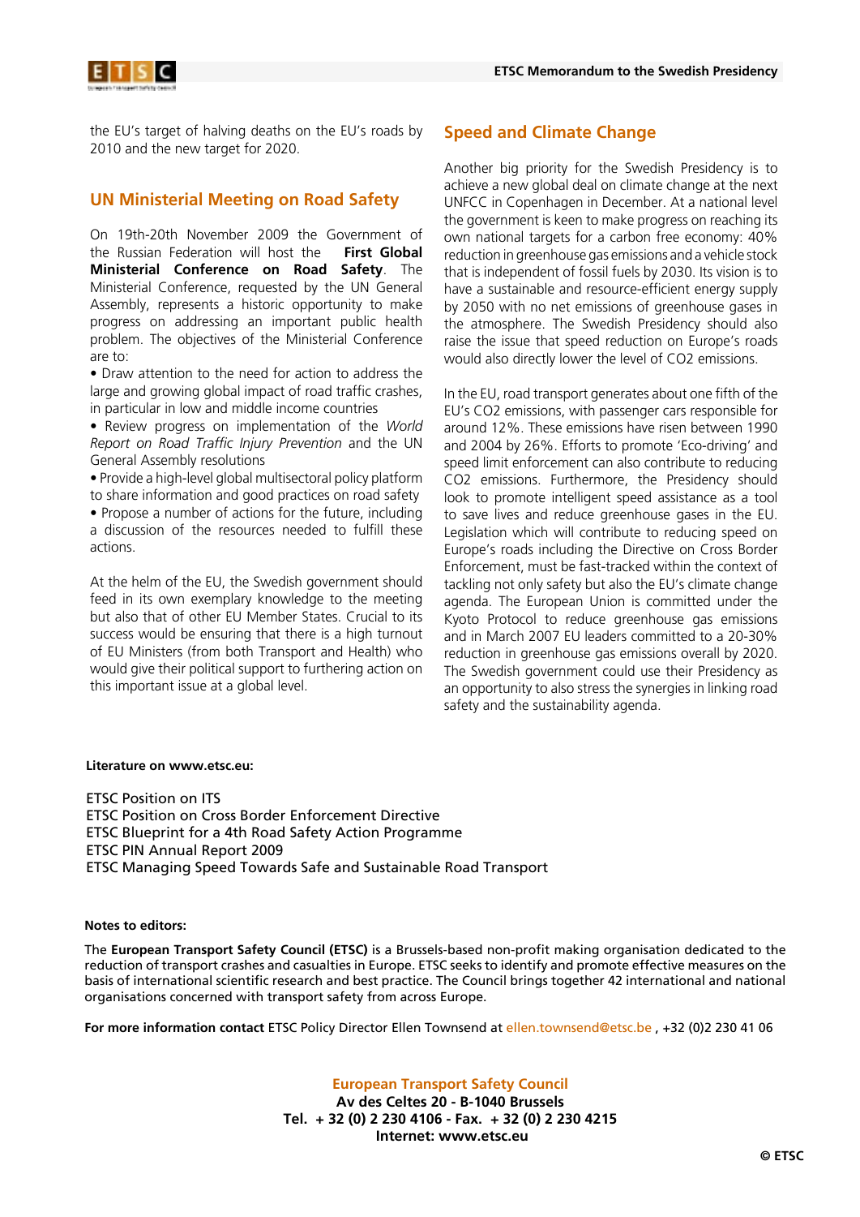the EU's target of halving deaths on the EU's roads by 2010 and the new target for 2020.

## UN Ministerial Meeting on Road Safety

On 19th-20th November 2009 the Government of the Russian Federation will host the **First Global Ministerial Conference on Road Safety**. The Ministerial Conference, requested by the UN General Assembly, represents a historic opportunity to make progress on addressing an important public health problem. The objectives of the Ministerial Conference are to:

- Draw attention to the need for action to address the large and growing global impact of road traffic crashes, in particular in low and middle income countries
- Review progress on implementation of the *World Report on Road Traffic Injury Prevention* and the UN General Assembly resolutions
- Provide a high-level global multisectoral policy platform to share information and good practices on road safety
- Propose a number of actions for the future, including a discussion of the resources needed to fulfill these actions.

At the helm of the EU, the Swedish government should feed in its own exemplary knowledge to the meeting but also that of other EU Member States. Crucial to its success would be ensuring that there is a high turnout of EU Ministers (from both Transport and Health) who would give their political support to furthering action on this important issue at a global level.

## Speed and Climate Change

Another big priority for the Swedish Presidency is to achieve a new global deal on climate change at the next UNFCC in Copenhagen in December. At a national level the government is keen to make progress on reaching its own national targets for a carbon free economy: 40% reduction in greenhouse gas emissions and a vehicle stock that is independent of fossil fuels by 2030. Its vision is to have a sustainable and resource-efficient energy supply by 2050 with no net emissions of greenhouse gases in the atmosphere. The Swedish Presidency should also raise the issue that speed reduction on Europe's roads would also directly lower the level of $CO_2$ emissions.

In the EU, road transport generates about one fifth of the EU's $CO_2$ emissions, with passenger cars responsible for around 12%. These emissions have risen between 1990 and 2004 by 26%. Efforts to promote 'Eco-driving' and speed limit enforcement can also contribute to reducing $CO_2$ emissions. Furthermore, the Presidency should look to promote intelligent speed assistance as a tool to save lives and reduce greenhouse gases in the EU. Legislation which will contribute to reducing speed on Europe's roads including the Directive on Cross Border Enforcement, must be fast-tracked within the context of tackling not only safety but also the EU's climate change agenda. The European Union is committed under the Kyoto Protocol to reduce greenhouse gas emissions and in March 2007 EU leaders committed to a 20-30% reduction in greenhouse gas emissions overall by 2020. The Swedish government could use their Presidency as an opportunity to also stress the synergies in linking road safety and the sustainability agenda.

**Literature on www.etsc.eu:**

ETSC Position on ITS
ETSC Position on Cross Border Enforcement Directive
ETSC Blueprint for a 4th Road Safety Action Programme
ETSC PIN Annual Report 2009
ETSC Managing Speed Towards Safe and Sustainable Road Transport

**Notes to editors:**

The **European Transport Safety Council (ETSC)** is a Brussels-based non-profit making organisation dedicated to the reduction of transport crashes and casualties in Europe. ETSC seeks to identify and promote effective measures on the basis of international scientific research and best practice. The Council brings together 42 international and national organisations concerned with transport safety from across Europe.

**For more information contact** ETSC Policy Director Ellen Townsend at ellen.townsend@etsc.be , +32 (0)2 230 41 06

**European Transport Safety Council**
**Av des Celtes 20 - B-1040 Brussels**
**Tel. + 32 (0) 2 230 4106 - Fax. + 32 (0) 2 230 4215**
**Internet: www.etsc.eu**

**© ETSC**